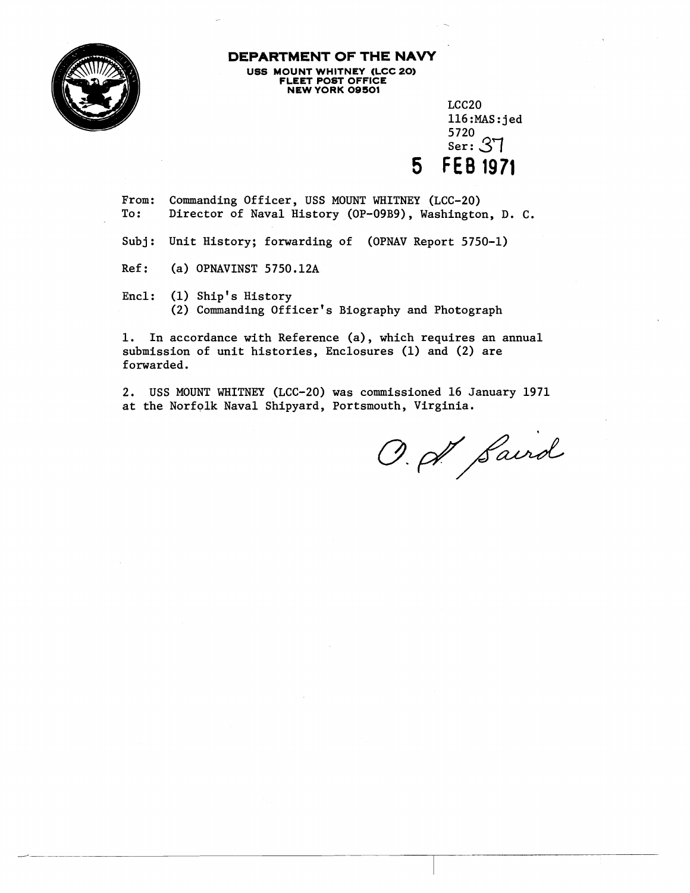# DEPARTMENT OF THE NAVY

**USS MOUNT WHITNEY (LCC 20)**
**FLEET POST OFFICE**
**NEW YORK 09501**

LCC20
116:MAS:jed
5720
Ser: 37

**5 FEB 1971**

From: Commanding Officer, USS MOUNT WHITNEY (LCC-20)
To: Director of Naval History (OP-09B9), Washington, D. C.

Subj: Unit History; forwarding of (OPNAV Report 5750-1)

Ref: (a) OPNAVINST 5750.12A

Encl: (1) Ship's History
(2) Commanding Officer's Biography and Photograph

1. In accordance with Reference (a), which requires an annual submission of unit histories, Enclosures (1) and (2) are forwarded.

2. USS MOUNT WHITNEY (LCC-20) was commissioned 16 January 1971 at the Norfolk Naval Shipyard, Portsmouth, Virginia.

O. H. Baird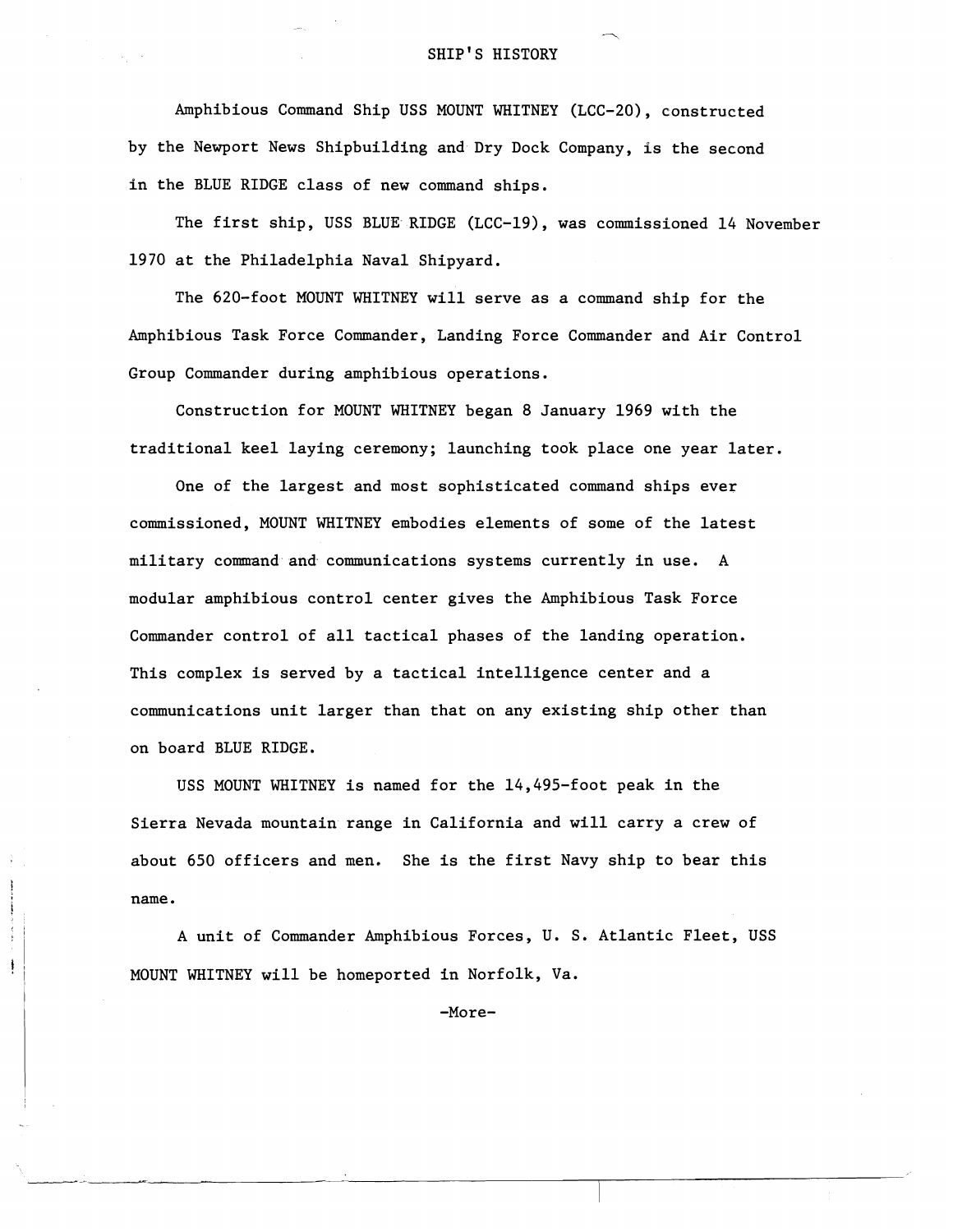# SHIP'S HISTORY

Amphibious Command Ship USS MOUNT WHITNEY (LCC-20), constructed by the Newport News Shipbuilding and Dry Dock Company, is the second in the BLUE RIDGE class of new command ships.

The first ship, USS BLUE RIDGE (LCC-19), was commissioned 14 November 1970 at the Philadelphia Naval Shipyard.

The 620-foot MOUNT WHITNEY will serve as a command ship for the Amphibious Task Force Commander, Landing Force Commander and Air Control Group Commander during amphibious operations.

Construction for MOUNT WHITNEY began 8 January 1969 with the traditional keel laying ceremony; launching took place one year later.

One of the largest and most sophisticated command ships ever commissioned, MOUNT WHITNEY embodies elements of some of the latest military command and communications systems currently in use. A modular amphibious control center gives the Amphibious Task Force Commander control of all tactical phases of the landing operation. This complex is served by a tactical intelligence center and a communications unit larger than that on any existing ship other than on board BLUE RIDGE.

USS MOUNT WHITNEY is named for the 14,495-foot peak in the Sierra Nevada mountain range in California and will carry a crew of about 650 officers and men. She is the first Navy ship to bear this name.

A unit of Commander Amphibious Forces, U. S. Atlantic Fleet, USS MOUNT WHITNEY will be homeported in Norfolk, Va.

-More-